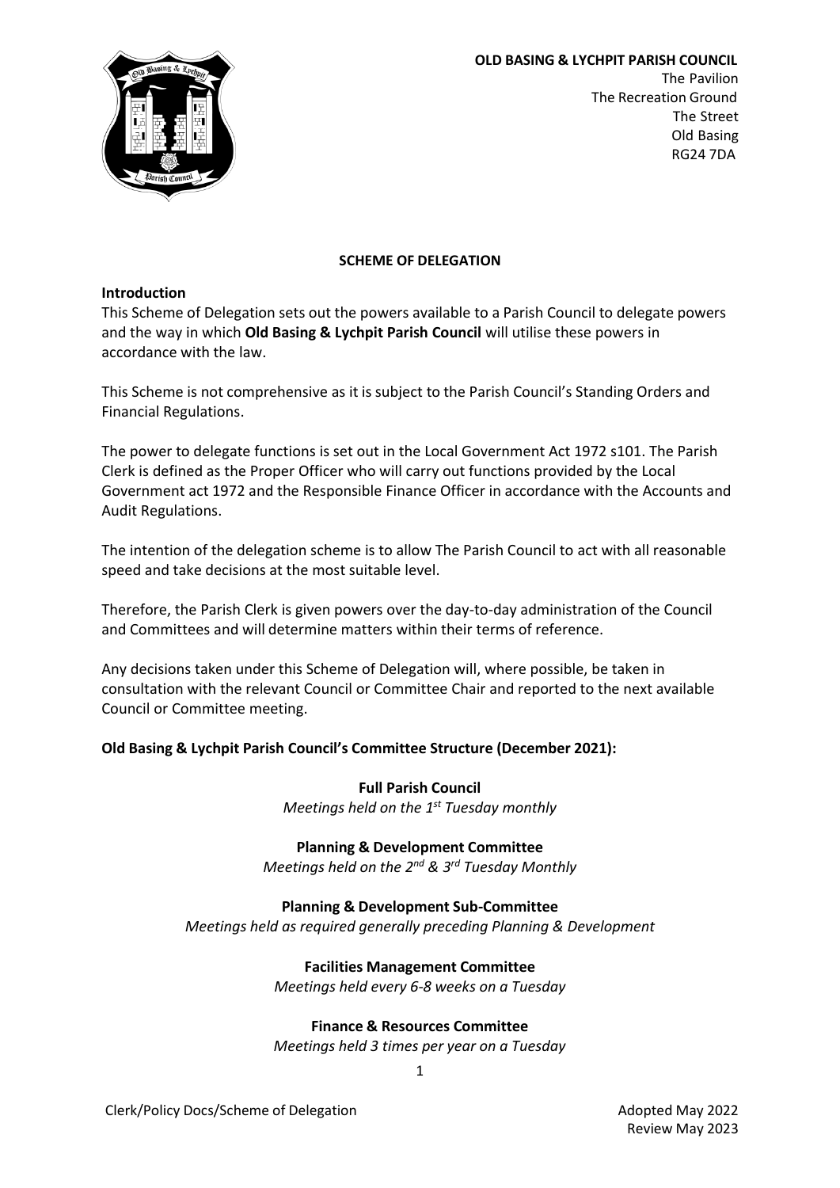**OLD BASING & LYCHPIT PARISH COUNCIL**
The Pavilion
The Recreation Ground
The Street
Old Basing
RG24 7DA

**SCHEME OF DELEGATION**

**Introduction**

This Scheme of Delegation sets out the powers available to a Parish Council to delegate powers and the way in which **Old Basing & Lychpit Parish Council** will utilise these powers in accordance with the law.

This Scheme is not comprehensive as it is subject to the Parish Council's Standing Orders and Financial Regulations.

The power to delegate functions is set out in the Local Government Act 1972 s101. The Parish Clerk is defined as the Proper Officer who will carry out functions provided by the Local Government act 1972 and the Responsible Finance Officer in accordance with the Accounts and Audit Regulations.

The intention of the delegation scheme is to allow The Parish Council to act with all reasonable speed and take decisions at the most suitable level.

Therefore, the Parish Clerk is given powers over the day-to-day administration of the Council and Committees and will determine matters within their terms of reference.

Any decisions taken under this Scheme of Delegation will, where possible, be taken in consultation with the relevant Council or Committee Chair and reported to the next available Council or Committee meeting.

**Old Basing & Lychpit Parish Council's Committee Structure (December 2021):**

**Full Parish Council**
*Meetings held on the 1st Tuesday monthly*

**Planning & Development Committee**
*Meetings held on the 2nd & 3rd Tuesday Monthly*

**Planning & Development Sub-Committee**
*Meetings held as required generally preceding Planning & Development*

**Facilities Management Committee**
*Meetings held every 6-8 weeks on a Tuesday*

**Finance & Resources Committee**
*Meetings held 3 times per year on a Tuesday*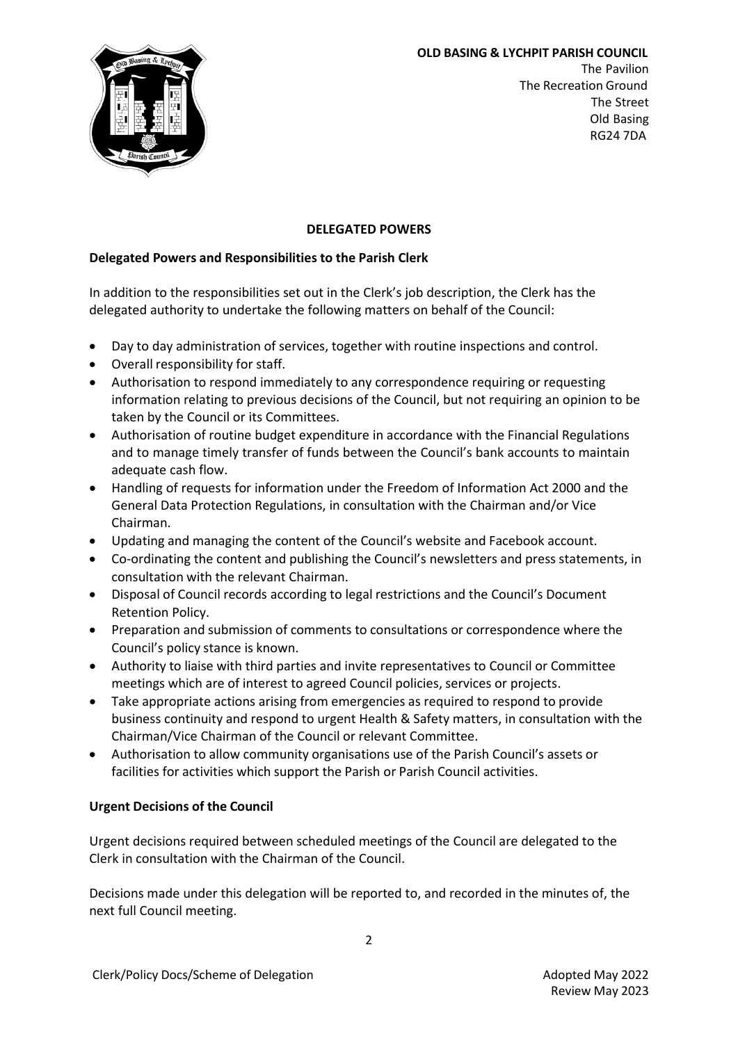**OLD BASING & LYCHPIT PARISH COUNCIL**
The Pavilion
The Recreation Ground
The Street
Old Basing
RG24 7DA

## DELEGATED POWERS

### Delegated Powers and Responsibilities to the Parish Clerk

In addition to the responsibilities set out in the Clerk's job description, the Clerk has the delegated authority to undertake the following matters on behalf of the Council:

- Day to day administration of services, together with routine inspections and control.
- Overall responsibility for staff.
- Authorisation to respond immediately to any correspondence requiring or requesting information relating to previous decisions of the Council, but not requiring an opinion to be taken by the Council or its Committees.
- Authorisation of routine budget expenditure in accordance with the Financial Regulations and to manage timely transfer of funds between the Council's bank accounts to maintain adequate cash flow.
- Handling of requests for information under the Freedom of Information Act 2000 and the General Data Protection Regulations, in consultation with the Chairman and/or Vice Chairman.
- Updating and managing the content of the Council's website and Facebook account.
- Co-ordinating the content and publishing the Council's newsletters and press statements, in consultation with the relevant Chairman.
- Disposal of Council records according to legal restrictions and the Council's Document Retention Policy.
- Preparation and submission of comments to consultations or correspondence where the Council's policy stance is known.
- Authority to liaise with third parties and invite representatives to Council or Committee meetings which are of interest to agreed Council policies, services or projects.
- Take appropriate actions arising from emergencies as required to respond to provide business continuity and respond to urgent Health & Safety matters, in consultation with the Chairman/Vice Chairman of the Council or relevant Committee.
- Authorisation to allow community organisations use of the Parish Council's assets or facilities for activities which support the Parish or Parish Council activities.

### Urgent Decisions of the Council

Urgent decisions required between scheduled meetings of the Council are delegated to the Clerk in consultation with the Chairman of the Council.

Decisions made under this delegation will be reported to, and recorded in the minutes of, the next full Council meeting.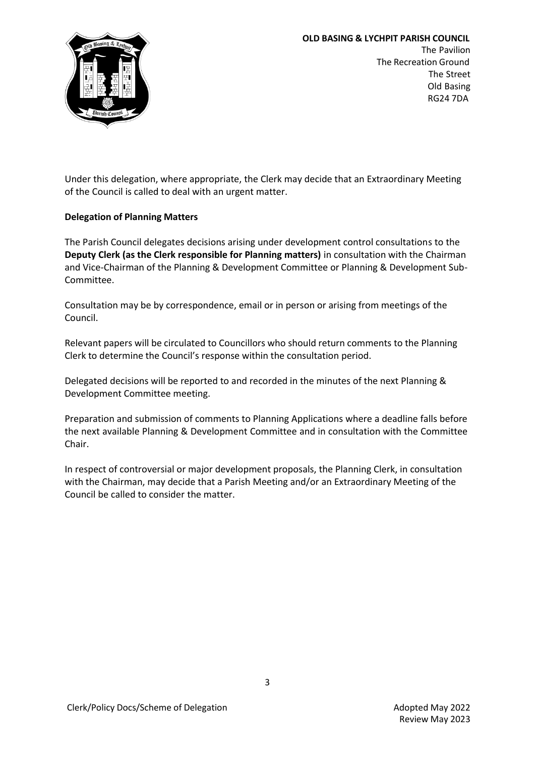Under this delegation, where appropriate, the Clerk may decide that an Extraordinary Meeting of the Council is called to deal with an urgent matter.

**Delegation of Planning Matters**

The Parish Council delegates decisions arising under development control consultations to the **Deputy Clerk (as the Clerk responsible for Planning matters)** in consultation with the Chairman and Vice-Chairman of the Planning & Development Committee or Planning & Development Sub-Committee.

Consultation may be by correspondence, email or in person or arising from meetings of the Council.

Relevant papers will be circulated to Councillors who should return comments to the Planning Clerk to determine the Council's response within the consultation period.

Delegated decisions will be reported to and recorded in the minutes of the next Planning & Development Committee meeting.

Preparation and submission of comments to Planning Applications where a deadline falls before the next available Planning & Development Committee and in consultation with the Committee Chair.

In respect of controversial or major development proposals, the Planning Clerk, in consultation with the Chairman, may decide that a Parish Meeting and/or an Extraordinary Meeting of the Council be called to consider the matter.